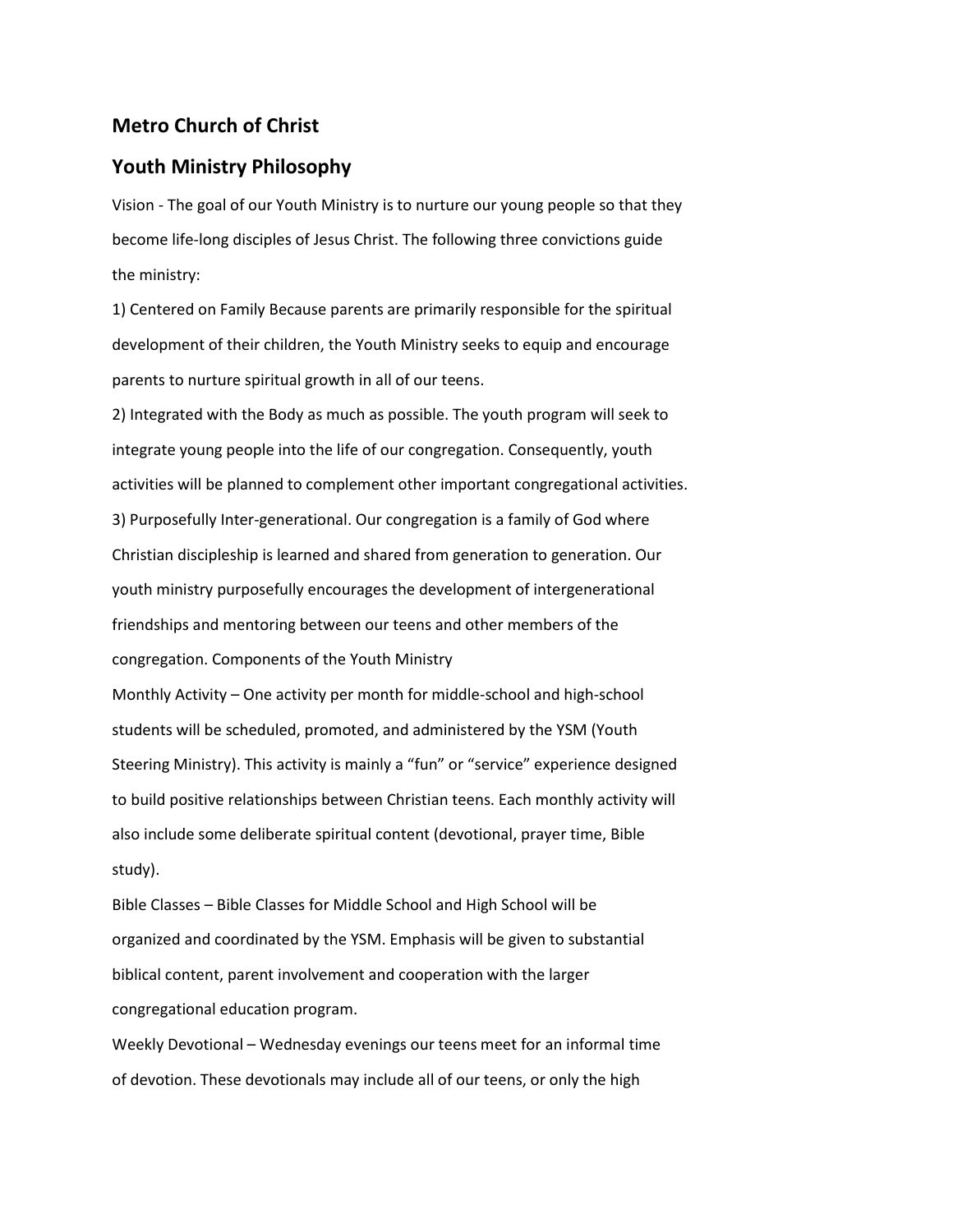## Metro Church of Christ

## Youth Ministry Philosophy

Vision - The goal of our Youth Ministry is to nurture our young people so that they become life-long disciples of Jesus Christ. The following three convictions guide the ministry:

1) Centered on Family Because parents are primarily responsible for the spiritual development of their children, the Youth Ministry seeks to equip and encourage parents to nurture spiritual growth in all of our teens.

2) Integrated with the Body as much as possible. The youth program will seek to integrate young people into the life of our congregation. Consequently, youth activities will be planned to complement other important congregational activities.

3) Purposefully Inter-generational. Our congregation is a family of God where Christian discipleship is learned and shared from generation to generation. Our youth ministry purposefully encourages the development of intergenerational friendships and mentoring between our teens and other members of the congregation. Components of the Youth Ministry

Monthly Activity – One activity per month for middle-school and high-school students will be scheduled, promoted, and administered by the YSM (Youth Steering Ministry). This activity is mainly a "fun" or "service" experience designed to build positive relationships between Christian teens. Each monthly activity will also include some deliberate spiritual content (devotional, prayer time, Bible study).

Bible Classes – Bible Classes for Middle School and High School will be organized and coordinated by the YSM. Emphasis will be given to substantial biblical content, parent involvement and cooperation with the larger congregational education program.

Weekly Devotional – Wednesday evenings our teens meet for an informal time of devotion. These devotionals may include all of our teens, or only the high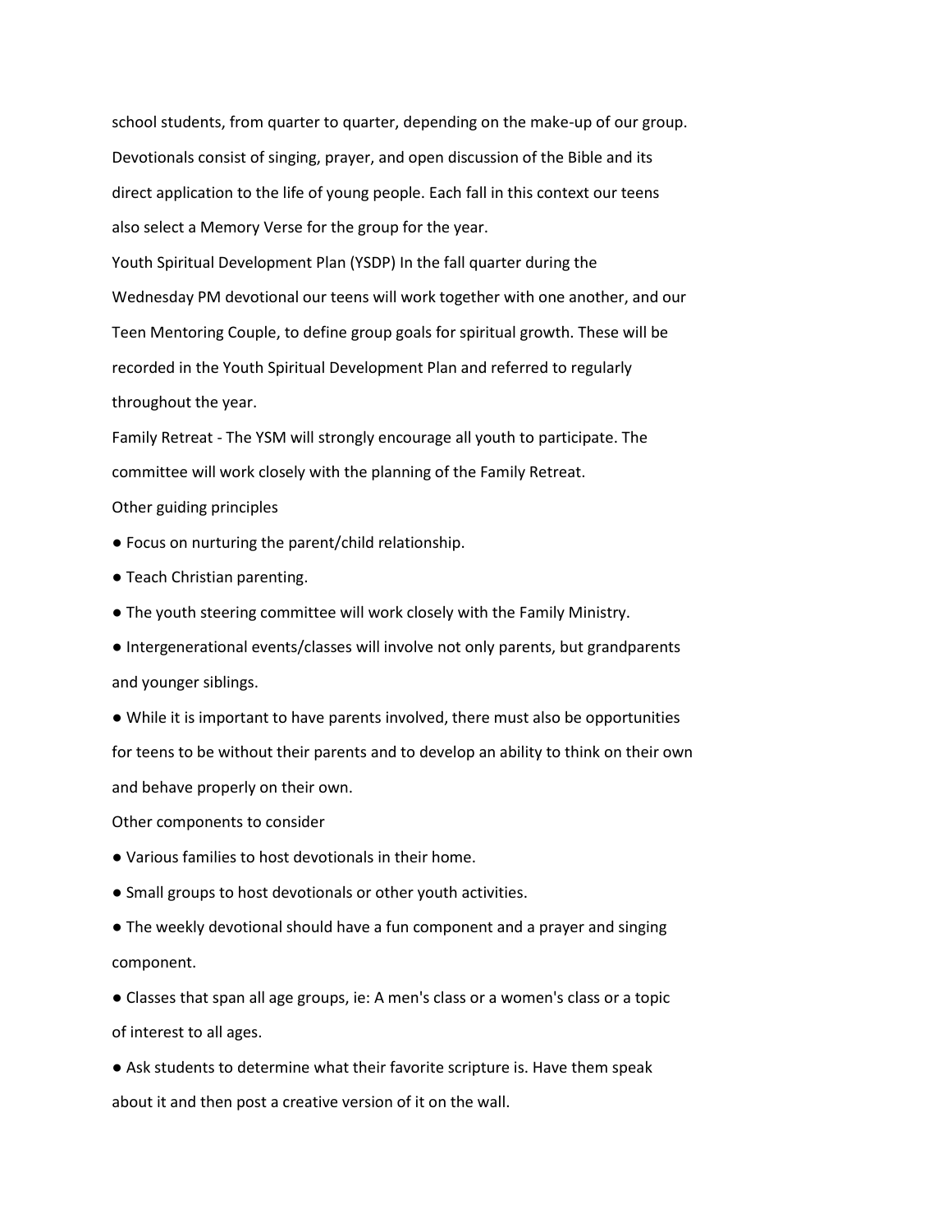school students, from quarter to quarter, depending on the make-up of our group. Devotionals consist of singing, prayer, and open discussion of the Bible and its direct application to the life of young people. Each fall in this context our teens also select a Memory Verse for the group for the year.

Youth Spiritual Development Plan (YSDP) In the fall quarter during the Wednesday PM devotional our teens will work together with one another, and our Teen Mentoring Couple, to define group goals for spiritual growth. These will be recorded in the Youth Spiritual Development Plan and referred to regularly throughout the year.

Family Retreat - The YSM will strongly encourage all youth to participate. The committee will work closely with the planning of the Family Retreat.

Other guiding principles

- Focus on nurturing the parent/child relationship.
- Teach Christian parenting.
- The youth steering committee will work closely with the Family Ministry.
- Intergenerational events/classes will involve not only parents, but grandparents and younger siblings.
- While it is important to have parents involved, there must also be opportunities for teens to be without their parents and to develop an ability to think on their own and behave properly on their own.

Other components to consider

- Various families to host devotionals in their home.
- Small groups to host devotionals or other youth activities.
- The weekly devotional should have a fun component and a prayer and singing component.
- Classes that span all age groups, ie: A men's class or a women's class or a topic of interest to all ages.
- Ask students to determine what their favorite scripture is. Have them speak about it and then post a creative version of it on the wall.